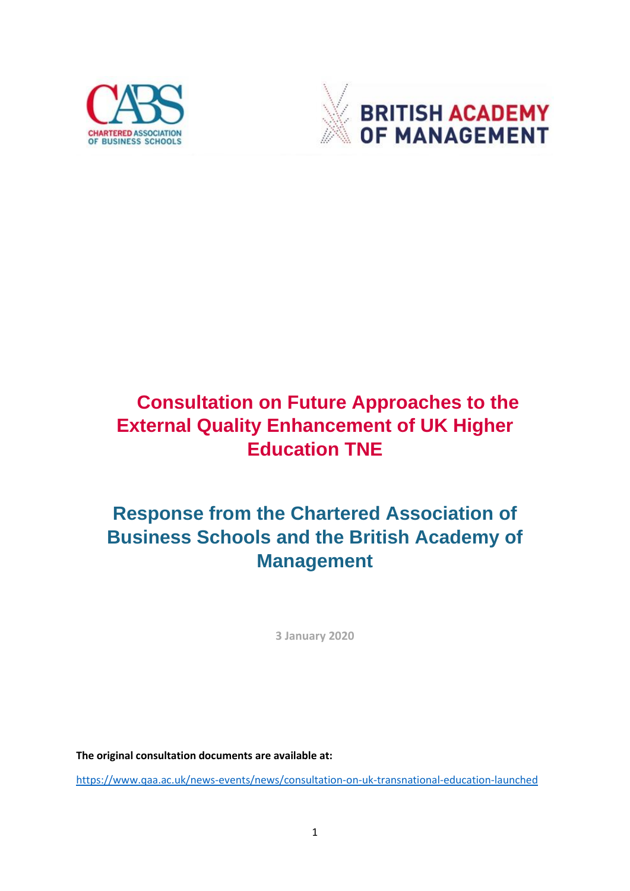# Consultation on Future Approaches to the External Quality Enhancement of UK Higher Education TNE

## Response from the Chartered Association of Business Schools and the British Academy of Management

3 January 2020

**The original consultation documents are available at:**

https://www.qaa.ac.uk/news-events/news/consultation-on-uk-transnational-education-launched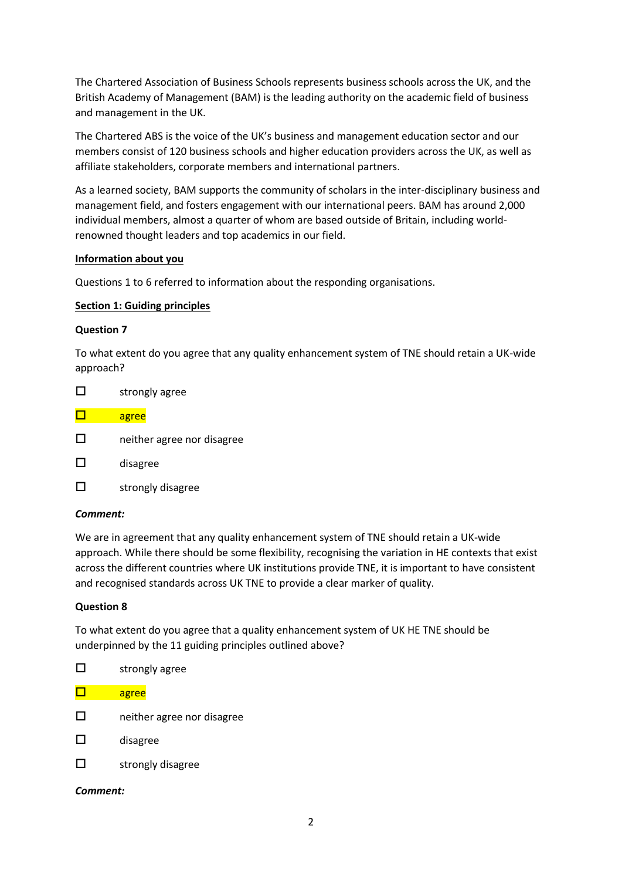The Chartered Association of Business Schools represents business schools across the UK, and the British Academy of Management (BAM) is the leading authority on the academic field of business and management in the UK.

The Chartered ABS is the voice of the UK's business and management education sector and our members consist of 120 business schools and higher education providers across the UK, as well as affiliate stakeholders, corporate members and international partners.

As a learned society, BAM supports the community of scholars in the inter-disciplinary business and management field, and fosters engagement with our international peers. BAM has around 2,000 individual members, almost a quarter of whom are based outside of Britain, including world-renowned thought leaders and top academics in our field.

**Information about you**

Questions 1 to 6 referred to information about the responding organisations.

**Section 1: Guiding principles**

**Question 7**

To what extent do you agree that any quality enhancement system of TNE should retain a UK-wide approach?

- ☐ strongly agree
- ☐ agree (selected)
- ☐ neither agree nor disagree
- ☐ disagree
- ☐ strongly disagree

***Comment:***

We are in agreement that any quality enhancement system of TNE should retain a UK-wide approach. While there should be some flexibility, recognising the variation in HE contexts that exist across the different countries where UK institutions provide TNE, it is important to have consistent and recognised standards across UK TNE to provide a clear marker of quality.

**Question 8**

To what extent do you agree that a quality enhancement system of UK HE TNE should be underpinned by the 11 guiding principles outlined above?

- ☐ strongly agree
- ☐ agree (selected)
- ☐ neither agree nor disagree
- ☐ disagree
- ☐ strongly disagree

***Comment:***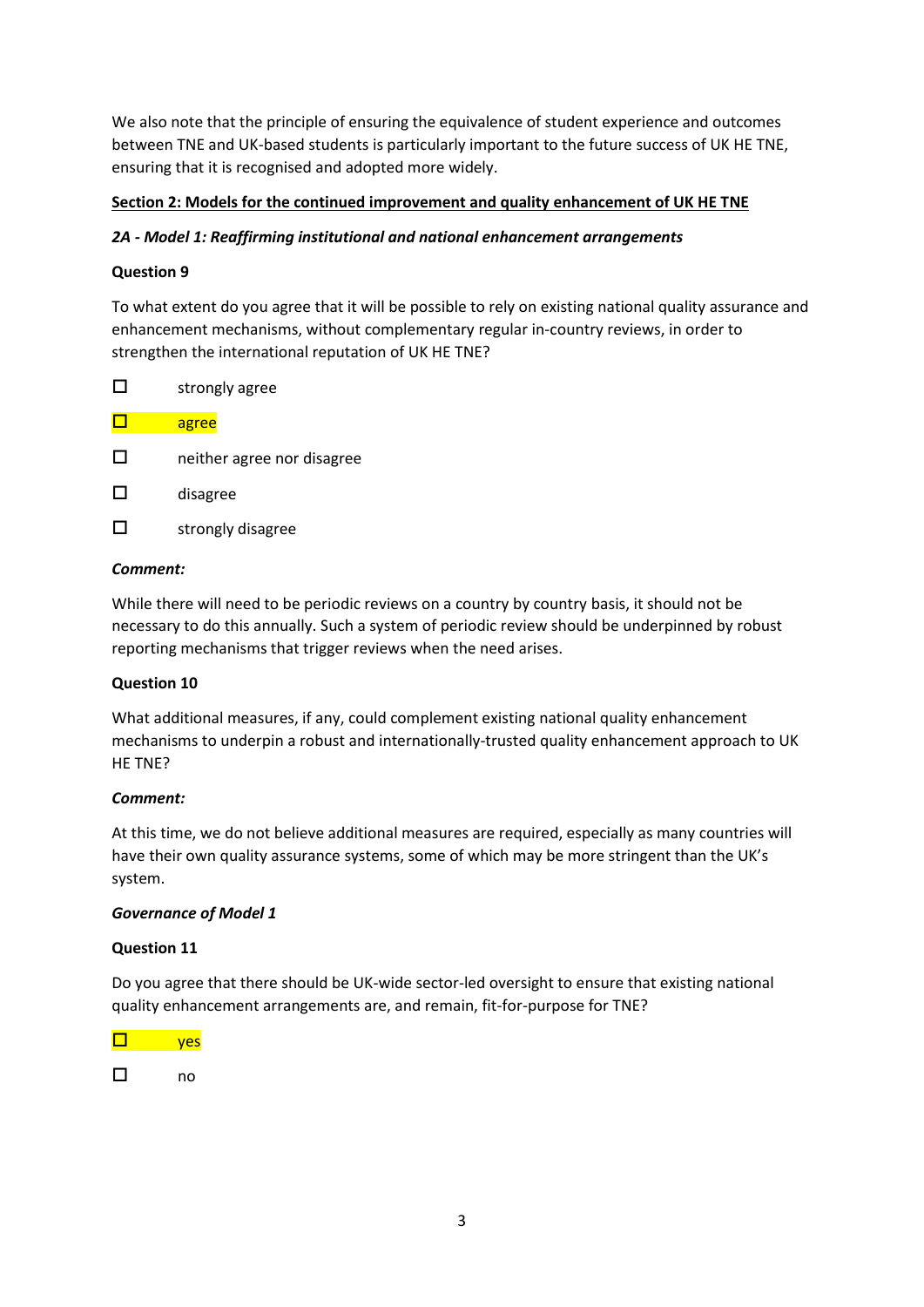We also note that the principle of ensuring the equivalence of student experience and outcomes between TNE and UK-based students is particularly important to the future success of UK HE TNE, ensuring that it is recognised and adopted more widely.

**Section 2: Models for the continued improvement and quality enhancement of UK HE TNE**

***2A - Model 1: Reaffirming institutional and national enhancement arrangements***

**Question 9**

To what extent do you agree that it will be possible to rely on existing national quality assurance and enhancement mechanisms, without complementary regular in-country reviews, in order to strengthen the international reputation of UK HE TNE?

- ☐ strongly agree
- ☐ agree (selected)
- ☐ neither agree nor disagree
- ☐ disagree
- ☐ strongly disagree

***Comment:***

While there will need to be periodic reviews on a country by country basis, it should not be necessary to do this annually. Such a system of periodic review should be underpinned by robust reporting mechanisms that trigger reviews when the need arises.

**Question 10**

What additional measures, if any, could complement existing national quality enhancement mechanisms to underpin a robust and internationally-trusted quality enhancement approach to UK HE TNE?

***Comment:***

At this time, we do not believe additional measures are required, especially as many countries will have their own quality assurance systems, some of which may be more stringent than the UK's system.

***Governance of Model 1***

**Question 11**

Do you agree that there should be UK-wide sector-led oversight to ensure that existing national quality enhancement arrangements are, and remain, fit-for-purpose for TNE?

- ☐ yes (selected)
- ☐ no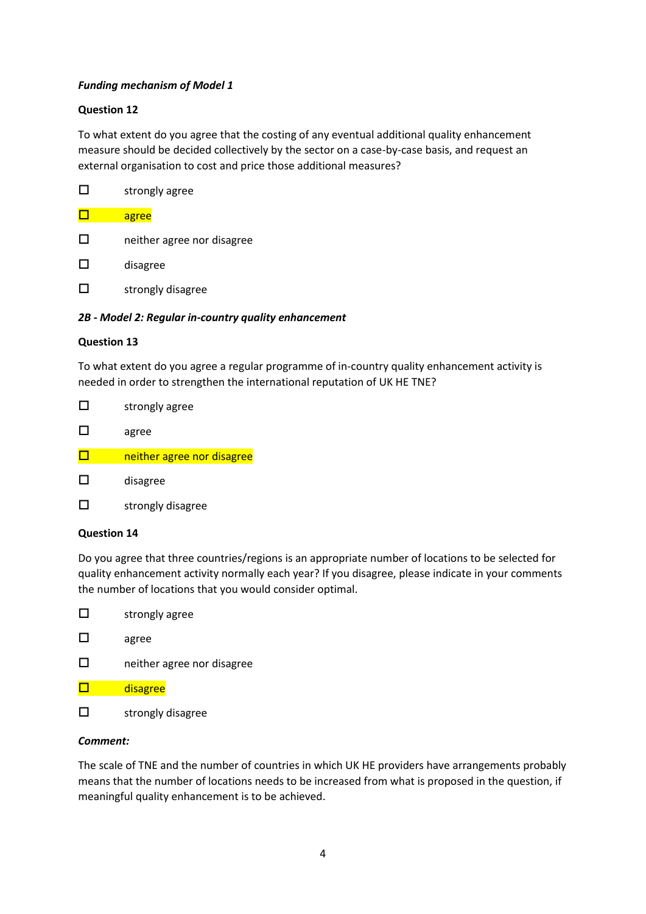***Funding mechanism of Model 1***

**Question 12**

To what extent do you agree that the costing of any eventual additional quality enhancement measure should be decided collectively by the sector on a case-by-case basis, and request an external organisation to cost and price those additional measures?

- ☐ strongly agree
- ☐ agree **[highlighted]**
- ☐ neither agree nor disagree
- ☐ disagree
- ☐ strongly disagree

***2B - Model 2: Regular in-country quality enhancement***

**Question 13**

To what extent do you agree a regular programme of in-country quality enhancement activity is needed in order to strengthen the international reputation of UK HE TNE?

- ☐ strongly agree
- ☐ agree
- ☐ neither agree nor disagree **[highlighted]**
- ☐ disagree
- ☐ strongly disagree

**Question 14**

Do you agree that three countries/regions is an appropriate number of locations to be selected for quality enhancement activity normally each year? If you disagree, please indicate in your comments the number of locations that you would consider optimal.

- ☐ strongly agree
- ☐ agree
- ☐ neither agree nor disagree
- ☐ disagree **[highlighted]**
- ☐ strongly disagree

***Comment:***

The scale of TNE and the number of countries in which UK HE providers have arrangements probably means that the number of locations needs to be increased from what is proposed in the question, if meaningful quality enhancement is to be achieved.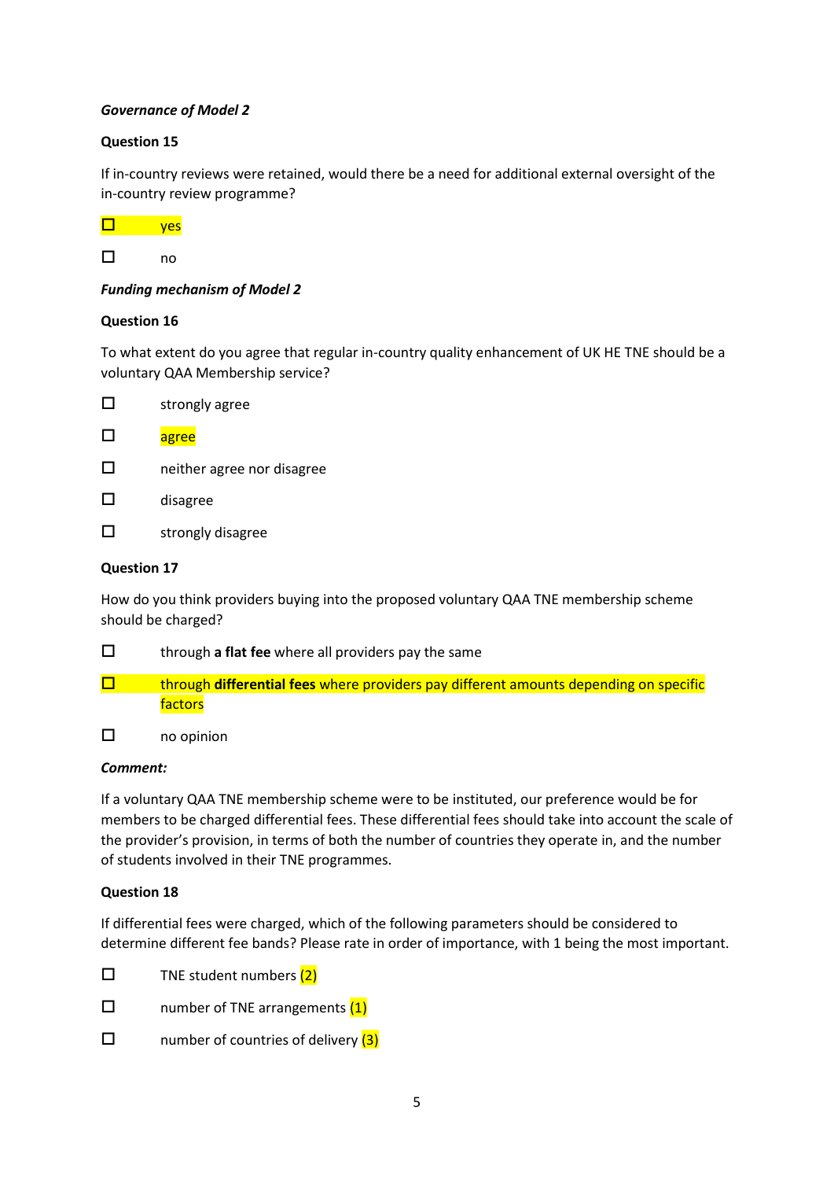***Governance of Model 2***

**Question 15**

If in-country reviews were retained, would there be a need for additional external oversight of the in-country review programme?

☐ yes

☐ no

***Funding mechanism of Model 2***

**Question 16**

To what extent do you agree that regular in-country quality enhancement of UK HE TNE should be a voluntary QAA Membership service?

☐ strongly agree

☐ agree

☐ neither agree nor disagree

☐ disagree

☐ strongly disagree

**Question 17**

How do you think providers buying into the proposed voluntary QAA TNE membership scheme should be charged?

☐ through **a flat fee** where all providers pay the same

☐ through **differential fees** where providers pay different amounts depending on specific factors

☐ no opinion

***Comment:***

If a voluntary QAA TNE membership scheme were to be instituted, our preference would be for members to be charged differential fees. These differential fees should take into account the scale of the provider's provision, in terms of both the number of countries they operate in, and the number of students involved in their TNE programmes.

**Question 18**

If differential fees were charged, which of the following parameters should be considered to determine different fee bands? Please rate in order of importance, with 1 being the most important.

☐ TNE student numbers (2)

☐ number of TNE arrangements (1)

☐ number of countries of delivery (3)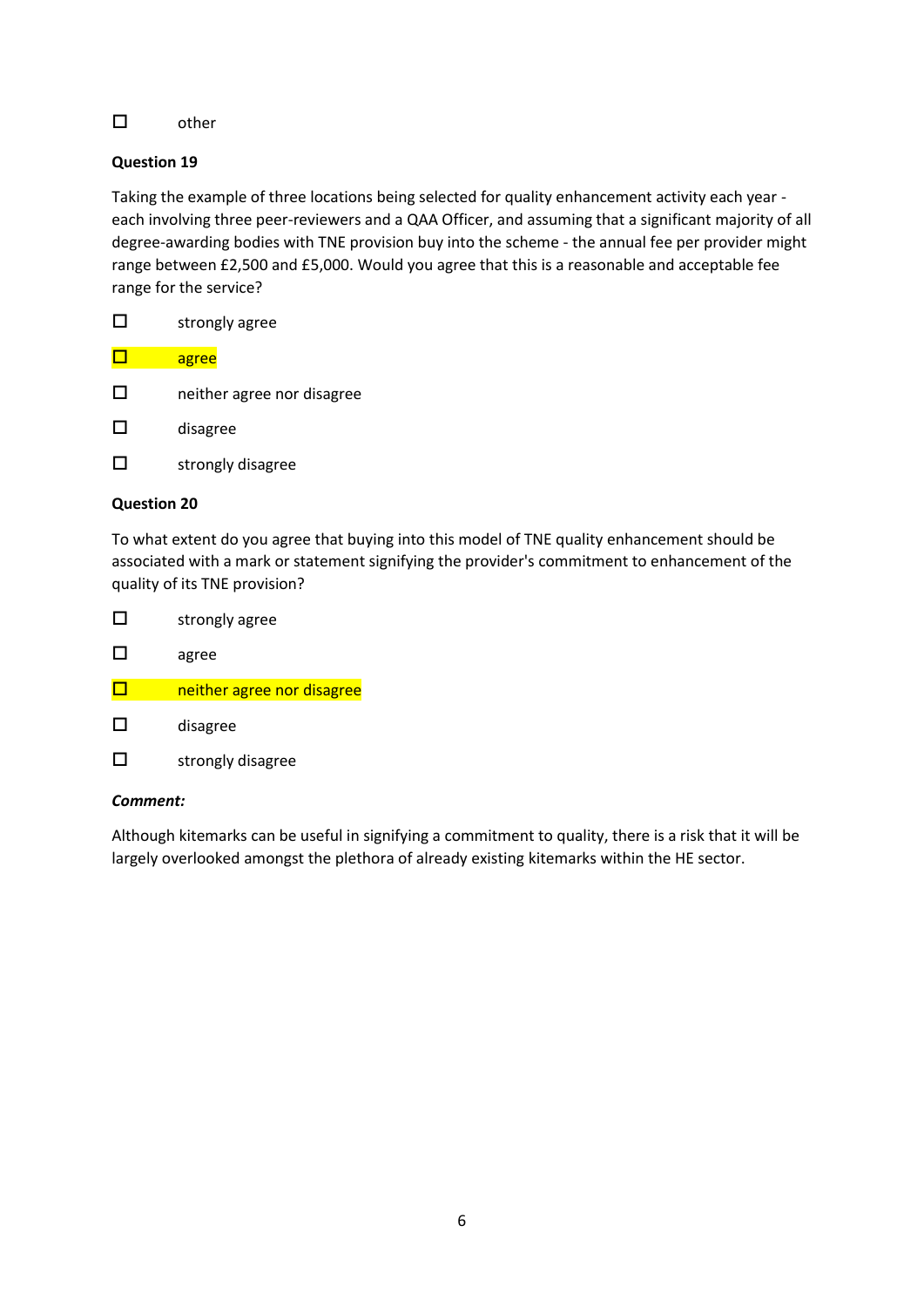☐ other

**Question 19**

Taking the example of three locations being selected for quality enhancement activity each year - each involving three peer-reviewers and a QAA Officer, and assuming that a significant majority of all degree-awarding bodies with TNE provision buy into the scheme - the annual fee per provider might range between £2,500 and £5,000. Would you agree that this is a reasonable and acceptable fee range for the service?

☐ strongly agree

☐ agree

☐ neither agree nor disagree

☐ disagree

☐ strongly disagree

**Question 20**

To what extent do you agree that buying into this model of TNE quality enhancement should be associated with a mark or statement signifying the provider's commitment to enhancement of the quality of its TNE provision?

☐ strongly agree

☐ agree

☐ neither agree nor disagree

☐ disagree

☐ strongly disagree

***Comment:***

Although kitemarks can be useful in signifying a commitment to quality, there is a risk that it will be largely overlooked amongst the plethora of already existing kitemarks within the HE sector.